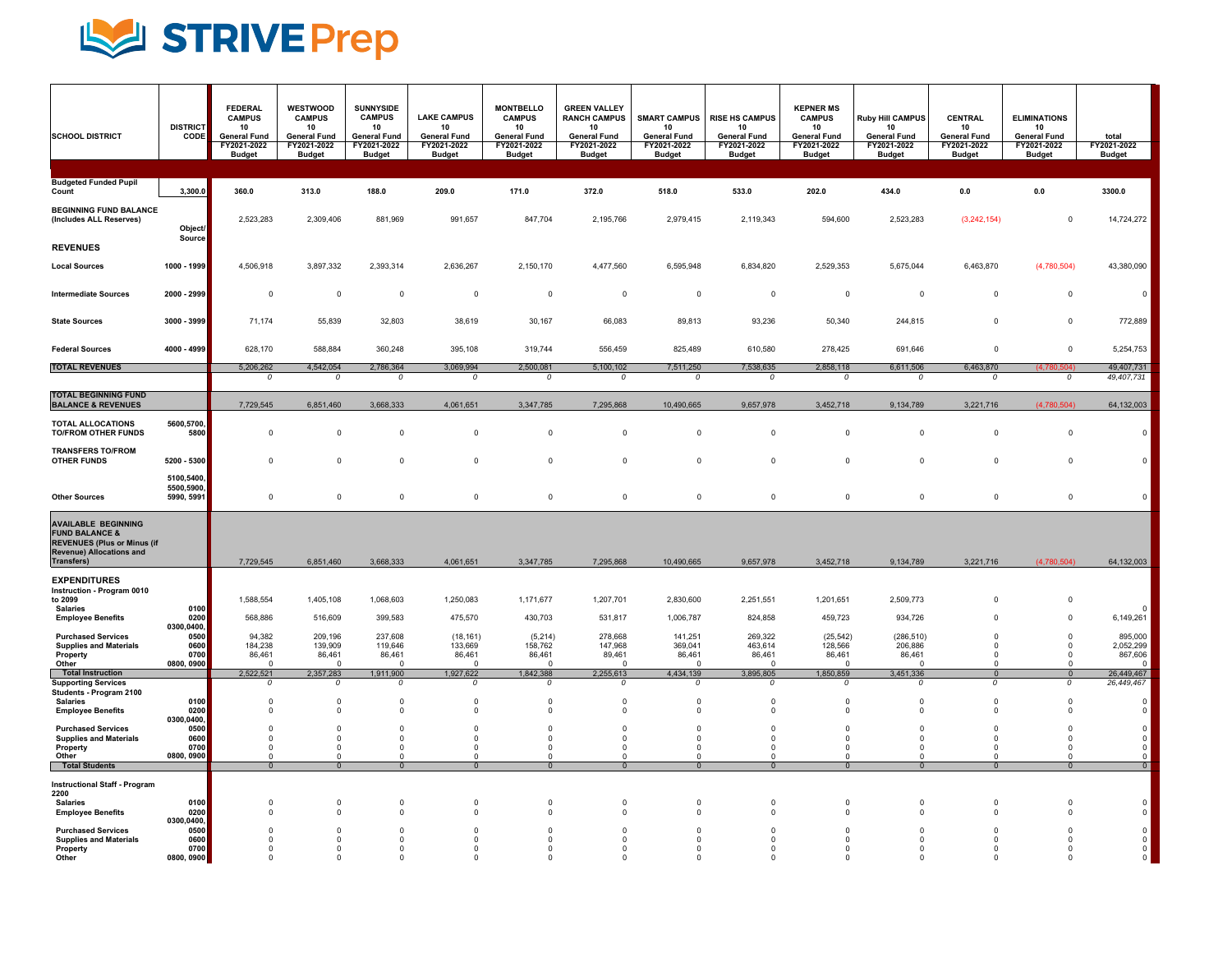# STRIVE Prep

| SCHOOL DISTRICT | DISTRICT CODE | FEDERAL CAMPUS 10 General Fund FY2021-2022 Budget | WESTWOOD CAMPUS 10 General Fund FY2021-2022 Budget | SUNNYSIDE CAMPUS 10 General Fund FY2021-2022 Budget | LAKE CAMPUS 10 General Fund FY2021-2022 Budget | MONTBELLO CAMPUS 10 General Fund FY2021-2022 Budget | GREEN VALLEY RANCH CAMPUS 10 General Fund FY2021-2022 Budget | SMART CAMPUS 10 General Fund FY2021-2022 Budget | RISE HS CAMPUS 10 General Fund FY2021-2022 Budget | KEPNER MS CAMPUS 10 General Fund FY2021-2022 Budget | Ruby Hill CAMPUS 10 General Fund FY2021-2022 Budget | CENTRAL 10 General Fund FY2021-2022 Budget | ELIMINATIONS 10 General Fund FY2021-2022 Budget | total FY2021-2022 Budget |
|---|---|---|---|---|---|---|---|---|---|---|---|---|---|---|
| **Budgeted Funded Pupil Count** | 3,300.0 | 360.0 | 313.0 | 188.0 | 209.0 | 171.0 | 372.0 | 518.0 | 533.0 | 202.0 | 434.0 | 0.0 | 0.0 | 3300.0 |
| **BEGINNING FUND BALANCE (Includes ALL Reserves)** | | 2,523,283 | 2,309,406 | 881,969 | 991,657 | 847,704 | 2,195,766 | 2,979,415 | 2,119,343 | 594,600 | 2,523,283 | (3,242,154) | 0 | 14,724,272 |
| **REVENUES** | Object/ Source | | | | | | | | | | | | | |
| **Local Sources** | 1000 - 1999 | 4,506,918 | 3,897,332 | 2,393,314 | 2,636,267 | 2,150,170 | 4,477,560 | 6,595,948 | 6,834,820 | 2,529,353 | 5,675,044 | 6,463,870 | (4,780,504) | 43,380,090 |
| **Intermediate Sources** | 2000 - 2999 | 0 | 0 | 0 | 0 | 0 | 0 | 0 | 0 | 0 | 0 | 0 | 0 | 0 |
| **State Sources** | 3000 - 3999 | 71,174 | 55,839 | 32,803 | 38,619 | 30,167 | 66,083 | 89,813 | 93,236 | 50,340 | 244,815 | 0 | 0 | 772,889 |
| **Federal Sources** | 4000 - 4999 | 628,170 | 588,884 | 360,248 | 395,108 | 319,744 | 556,459 | 825,489 | 610,580 | 278,425 | 691,646 | 0 | 0 | 5,254,753 |
| **TOTAL REVENUES** | | 5,206,262 | 4,542,054 | 2,786,364 | 3,069,994 | 2,500,081 | 5,100,102 | 7,511,250 | 7,538,635 | 2,858,118 | 6,611,506 | 6,463,870 | (4,780,504) | 49,407,731 |
| | | *0* | *0* | *0* | *0* | *0* | *0* | *0* | *0* | *0* | *0* | *0* | *0* | *49,407,731* |
| **TOTAL BEGINNING FUND BALANCE & REVENUES** | | 7,729,545 | 6,851,460 | 3,668,333 | 4,061,651 | 3,347,785 | 7,295,868 | 10,490,665 | 9,657,978 | 3,452,718 | 9,134,789 | 3,221,716 | (4,780,504) | 64,132,003 |
| **TOTAL ALLOCATIONS TO/FROM OTHER FUNDS** | 5600,5700, 5800 | 0 | 0 | 0 | 0 | 0 | 0 | 0 | 0 | 0 | 0 | 0 | 0 | 0 |
| **TRANSFERS TO/FROM OTHER FUNDS** | 5200 - 5300 | 0 | 0 | 0 | 0 | 0 | 0 | 0 | 0 | 0 | 0 | 0 | 0 | 0 |
| **Other Sources** | 5100,5400, 5500,5900, 5990, 5991 | 0 | 0 | 0 | 0 | 0 | 0 | 0 | 0 | 0 | 0 | 0 | 0 | 0 |
| **AVAILABLE BEGINNING FUND BALANCE & REVENUES (Plus or Minus (if Revenue) Allocations and Transfers)** | | 7,729,545 | 6,851,460 | 3,668,333 | 4,061,651 | 3,347,785 | 7,295,868 | 10,490,665 | 9,657,978 | 3,452,718 | 9,134,789 | 3,221,716 | (4,780,504) | 64,132,003 |
| **EXPENDITURES** | | | | | | | | | | | | | | |
| **Instruction - Program 0010 to 2099** | | | | | | | | | | | | | | |
| **Salaries** | 0100 | 1,588,554 | 1,405,108 | 1,068,603 | 1,250,083 | 1,171,677 | 1,207,701 | 2,830,600 | 2,251,551 | 1,201,651 | 2,509,773 | 0 | 0 | 0 |
| **Employee Benefits** | 0200 | 568,886 | 516,609 | 399,583 | 475,570 | 430,703 | 531,817 | 1,006,787 | 824,858 | 459,723 | 934,726 | 0 | 0 | 6,149,261 |
| **Purchased Services** | 0300,0400, 0500 | 94,382 | 209,196 | 237,608 | (18,161) | (5,214) | 278,668 | 141,251 | 269,322 | (25,542) | (286,510) | 0 | 0 | 895,000 |
| **Supplies and Materials** | 0600 | 184,238 | 139,909 | 119,646 | 133,669 | 158,762 | 147,968 | 369,041 | 463,614 | 128,566 | 206,886 | 0 | 0 | 2,052,299 |
| **Property** | 0700 | 86,461 | 86,461 | 86,461 | 86,461 | 86,461 | 89,461 | 86,461 | 86,461 | 86,461 | 86,461 | 0 | 0 | 867,606 |
| **Other** | 0800, 0900 | 0 | 0 | 0 | 0 | 0 | 0 | 0 | 0 | 0 | 0 | 0 | 0 | 0 |
| **Total Instruction** | | 2,522,521 | 2,357,283 | 1,911,900 | 1,927,622 | 1,842,388 | 2,255,613 | 4,434,139 | 3,895,805 | 1,850,859 | 3,451,336 | 0 | 0 | 26,449,467 |
| | | *0* | *0* | *0* | *0* | *0* | *0* | *0* | *0* | *0* | *0* | *0* | *0* | *26,449,467* |
| **Supporting Services Students - Program 2100** | | | | | | | | | | | | | | |
| **Salaries** | 0100 | 0 | 0 | 0 | 0 | 0 | 0 | 0 | 0 | 0 | 0 | 0 | 0 | 0 |
| **Employee Benefits** | 0200 | 0 | 0 | 0 | 0 | 0 | 0 | 0 | 0 | 0 | 0 | 0 | 0 | 0 |
| **Purchased Services** | 0300,0400, 0500 | 0 | 0 | 0 | 0 | 0 | 0 | 0 | 0 | 0 | 0 | 0 | 0 | 0 |
| **Supplies and Materials** | 0600 | 0 | 0 | 0 | 0 | 0 | 0 | 0 | 0 | 0 | 0 | 0 | 0 | 0 |
| **Property** | 0700 | 0 | 0 | 0 | 0 | 0 | 0 | 0 | 0 | 0 | 0 | 0 | 0 | 0 |
| **Other** | 0800, 0900 | 0 | 0 | 0 | 0 | 0 | 0 | 0 | 0 | 0 | 0 | 0 | 0 | 0 |
| **Total Students** | | 0 | 0 | 0 | 0 | 0 | 0 | 0 | 0 | 0 | 0 | 0 | 0 | 0 |
| **Instructional Staff - Program 2200** | | | | | | | | | | | | | | |
| **Salaries** | 0100 | 0 | 0 | 0 | 0 | 0 | 0 | 0 | 0 | 0 | 0 | 0 | 0 | 0 |
| **Employee Benefits** | 0200 | 0 | 0 | 0 | 0 | 0 | 0 | 0 | 0 | 0 | 0 | 0 | 0 | 0 |
| **Purchased Services** | 0300,0400, 0500 | 0 | 0 | 0 | 0 | 0 | 0 | 0 | 0 | 0 | 0 | 0 | 0 | 0 |
| **Supplies and Materials** | 0600 | 0 | 0 | 0 | 0 | 0 | 0 | 0 | 0 | 0 | 0 | 0 | 0 | 0 |
| **Property** | 0700 | 0 | 0 | 0 | 0 | 0 | 0 | 0 | 0 | 0 | 0 | 0 | 0 | 0 |
| **Other** | 0800, 0900 | 0 | 0 | 0 | 0 | 0 | 0 | 0 | 0 | 0 | 0 | 0 | 0 | 0 |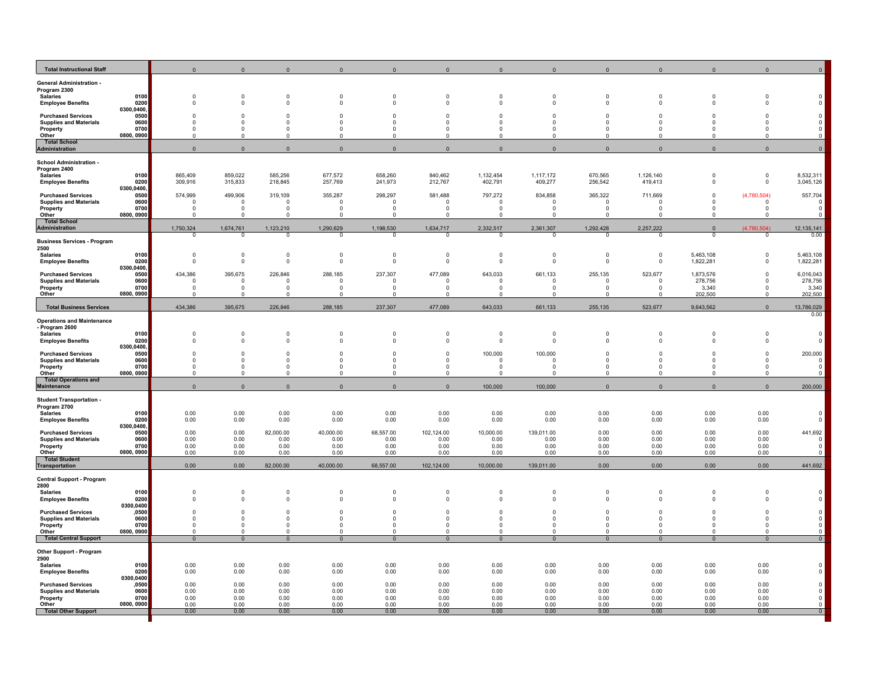| | | | | | | | | | | | | | | |
|---|---|---|---|---|---|---|---|---|---|---|---|---|---|---|
| **Total Instructional Staff** | | 0 | 0 | 0 | 0 | 0 | 0 | 0 | 0 | 0 | 0 | 0 | 0 | 0 |
| **General Administration - Program 2300** | | | | | | | | | | | | | | |
| **Salaries** | **0100** | 0 | 0 | 0 | 0 | 0 | 0 | 0 | 0 | 0 | 0 | 0 | 0 | 0 |
| **Employee Benefits** | **0200** | 0 | 0 | 0 | 0 | 0 | 0 | 0 | 0 | 0 | 0 | 0 | 0 | 0 |
| **Purchased Services** | **0300,0400, 0500** | 0 | 0 | 0 | 0 | 0 | 0 | 0 | 0 | 0 | 0 | 0 | 0 | 0 |
| **Supplies and Materials** | **0600** | 0 | 0 | 0 | 0 | 0 | 0 | 0 | 0 | 0 | 0 | 0 | 0 | 0 |
| **Property** | **0700** | 0 | 0 | 0 | 0 | 0 | 0 | 0 | 0 | 0 | 0 | 0 | 0 | 0 |
| **Other** | **0800, 0900** | 0 | 0 | 0 | 0 | 0 | 0 | 0 | 0 | 0 | 0 | 0 | 0 | 0 |
| **Total School Administration** | | 0 | 0 | 0 | 0 | 0 | 0 | 0 | 0 | 0 | 0 | 0 | 0 | 0 |
| **School Administration - Program 2400** | | | | | | | | | | | | | | |
| **Salaries** | **0100** | 865,409 | 859,022 | 585,256 | 677,572 | 658,260 | 840,462 | 1,132,454 | 1,117,172 | 670,565 | 1,126,140 | 0 | 0 | 8,532,311 |
| **Employee Benefits** | **0200** | 309,916 | 315,833 | 218,845 | 257,769 | 241,973 | 212,767 | 402,791 | 409,277 | 256,542 | 419,413 | 0 | 0 | 3,045,126 |
| **Purchased Services** | **0300,0400, 0500** | 574,999 | 499,906 | 319,109 | 355,287 | 298,297 | 581,488 | 797,272 | 834,858 | 365,322 | 711,669 | 0 | (4,780,504) | 557,704 |
| **Supplies and Materials** | **0600** | 0 | 0 | 0 | 0 | 0 | 0 | 0 | 0 | 0 | 0 | 0 | 0 | 0 |
| **Property** | **0700** | 0 | 0 | 0 | 0 | 0 | 0 | 0 | 0 | 0 | 0 | 0 | 0 | 0 |
| **Other** | **0800, 0900** | 0 | 0 | 0 | 0 | 0 | 0 | 0 | 0 | 0 | 0 | 0 | 0 | 0 |
| **Total School Administration** | | 1,750,324 | 1,674,761 | 1,123,210 | 1,290,629 | 1,198,530 | 1,634,717 | 2,332,517 | 2,361,307 | 1,292,428 | 2,257,222 | 0 | (4,780,504) | 12,135,141 |
| | | 0 | 0 | 0 | 0 | 0 | 0 | 0 | 0 | 0 | 0 | 0 | 0 | 0.00 |
| **Business Services - Program 2500** | | | | | | | | | | | | | | |
| **Salaries** | **0100** | 0 | 0 | 0 | 0 | 0 | 0 | 0 | 0 | 0 | 0 | 5,463,108 | 0 | 5,463,108 |
| **Employee Benefits** | **0200** | 0 | 0 | 0 | 0 | 0 | 0 | 0 | 0 | 0 | 0 | 1,822,281 | 0 | 1,822,281 |
| **Purchased Services** | **0300,0400, 0500** | 434,386 | 395,675 | 226,846 | 288,185 | 237,307 | 477,089 | 643,033 | 661,133 | 255,135 | 523,677 | 1,873,576 | 0 | 6,016,043 |
| **Supplies and Materials** | **0600** | 0 | 0 | 0 | 0 | 0 | 0 | 0 | 0 | 0 | 0 | 278,756 | 0 | 278,756 |
| **Property** | **0700** | 0 | 0 | 0 | 0 | 0 | 0 | 0 | 0 | 0 | 0 | 3,340 | 0 | 3,340 |
| **Other** | **0800, 0900** | 0 | 0 | 0 | 0 | 0 | 0 | 0 | 0 | 0 | 0 | 202,500 | 0 | 202,500 |
| **Total Business Services** | | 434,386 | 395,675 | 226,846 | 288,185 | 237,307 | 477,089 | 643,033 | 661,133 | 255,135 | 523,677 | 9,643,562 | 0 | 13,786,029 |
| | | | | | | | | | | | | | | 0.00 |
| **Operations and Maintenance - Program 2600** | | | | | | | | | | | | | | |
| **Salaries** | **0100** | 0 | 0 | 0 | 0 | 0 | 0 | 0 | 0 | 0 | 0 | 0 | 0 | 0 |
| **Employee Benefits** | **0200** | 0 | 0 | 0 | 0 | 0 | 0 | 0 | 0 | 0 | 0 | 0 | 0 | 0 |
| **Purchased Services** | **0300,0400, 0500** | 0 | 0 | 0 | 0 | 0 | 0 | 100,000 | 100,000 | 0 | 0 | 0 | 0 | 200,000 |
| **Supplies and Materials** | **0600** | 0 | 0 | 0 | 0 | 0 | 0 | 0 | 0 | 0 | 0 | 0 | 0 | 0 |
| **Property** | **0700** | 0 | 0 | 0 | 0 | 0 | 0 | 0 | 0 | 0 | 0 | 0 | 0 | 0 |
| **Other** | **0800, 0900** | 0 | 0 | 0 | 0 | 0 | 0 | 0 | 0 | 0 | 0 | 0 | 0 | 0 |
| **Total Operations and Maintenance** | | 0 | 0 | 0 | 0 | 0 | 0 | 100,000 | 100,000 | 0 | 0 | 0 | 0 | 200,000 |
| **Student Transportation - Program 2700** | | | | | | | | | | | | | | |
| **Salaries** | **0100** | 0.00 | 0.00 | 0.00 | 0.00 | 0.00 | 0.00 | 0.00 | 0.00 | 0.00 | 0.00 | 0.00 | 0.00 | 0 |
| **Employee Benefits** | **0200** | 0.00 | 0.00 | 0.00 | 0.00 | 0.00 | 0.00 | 0.00 | 0.00 | 0.00 | 0.00 | 0.00 | 0.00 | 0 |
| **Purchased Services** | **0300,0400, 0500** | 0.00 | 0.00 | 82,000.00 | 40,000.00 | 68,557.00 | 102,124.00 | 10,000.00 | 139,011.00 | 0.00 | 0.00 | 0.00 | 0.00 | 441,692 |
| **Supplies and Materials** | **0600** | 0.00 | 0.00 | 0.00 | 0.00 | 0.00 | 0.00 | 0.00 | 0.00 | 0.00 | 0.00 | 0.00 | 0.00 | 0 |
| **Property** | **0700** | 0.00 | 0.00 | 0.00 | 0.00 | 0.00 | 0.00 | 0.00 | 0.00 | 0.00 | 0.00 | 0.00 | 0.00 | 0 |
| **Other** | **0800, 0900** | 0.00 | 0.00 | 0.00 | 0.00 | 0.00 | 0.00 | 0.00 | 0.00 | 0.00 | 0.00 | 0.00 | 0.00 | 0 |
| **Total Student Transportation** | | 0.00 | 0.00 | 82,000.00 | 40,000.00 | 68,557.00 | 102,124.00 | 10,000.00 | 139,011.00 | 0.00 | 0.00 | 0.00 | 0.00 | 441,692 |
| **Central Support - Program 2800** | | | | | | | | | | | | | | |
| **Salaries** | **0100** | 0 | 0 | 0 | 0 | 0 | 0 | 0 | 0 | 0 | 0 | 0 | 0 | 0 |
| **Employee Benefits** | **0200** | 0 | 0 | 0 | 0 | 0 | 0 | 0 | 0 | 0 | 0 | 0 | 0 | 0 |
| **Purchased Services** | **0300,0400 ,0500** | 0 | 0 | 0 | 0 | 0 | 0 | 0 | 0 | 0 | 0 | 0 | 0 | 0 |
| **Supplies and Materials** | **0600** | 0 | 0 | 0 | 0 | 0 | 0 | 0 | 0 | 0 | 0 | 0 | 0 | 0 |
| **Property** | **0700** | 0 | 0 | 0 | 0 | 0 | 0 | 0 | 0 | 0 | 0 | 0 | 0 | 0 |
| **Other** | **0800, 0900** | 0 | 0 | 0 | 0 | 0 | 0 | 0 | 0 | 0 | 0 | 0 | 0 | 0 |
| **Total Central Support** | | 0 | 0 | 0 | 0 | 0 | 0 | 0 | 0 | 0 | 0 | 0 | 0 | 0 |
| **Other Support - Program 2900** | | | | | | | | | | | | | | |
| **Salaries** | **0100** | 0.00 | 0.00 | 0.00 | 0.00 | 0.00 | 0.00 | 0.00 | 0.00 | 0.00 | 0.00 | 0.00 | 0.00 | 0 |
| **Employee Benefits** | **0200** | 0.00 | 0.00 | 0.00 | 0.00 | 0.00 | 0.00 | 0.00 | 0.00 | 0.00 | 0.00 | 0.00 | 0.00 | 0 |
| **Purchased Services** | **0300,0400 ,0500** | 0.00 | 0.00 | 0.00 | 0.00 | 0.00 | 0.00 | 0.00 | 0.00 | 0.00 | 0.00 | 0.00 | 0.00 | 0 |
| **Supplies and Materials** | **0600** | 0.00 | 0.00 | 0.00 | 0.00 | 0.00 | 0.00 | 0.00 | 0.00 | 0.00 | 0.00 | 0.00 | 0.00 | 0 |
| **Property** | **0700** | 0.00 | 0.00 | 0.00 | 0.00 | 0.00 | 0.00 | 0.00 | 0.00 | 0.00 | 0.00 | 0.00 | 0.00 | 0 |
| **Other** | **0800, 0900** | 0.00 | 0.00 | 0.00 | 0.00 | 0.00 | 0.00 | 0.00 | 0.00 | 0.00 | 0.00 | 0.00 | 0.00 | 0 |
| **Total Other Support** | | 0.00 | 0.00 | 0.00 | 0.00 | 0.00 | 0.00 | 0.00 | 0.00 | 0.00 | 0.00 | 0.00 | 0.00 | 0 |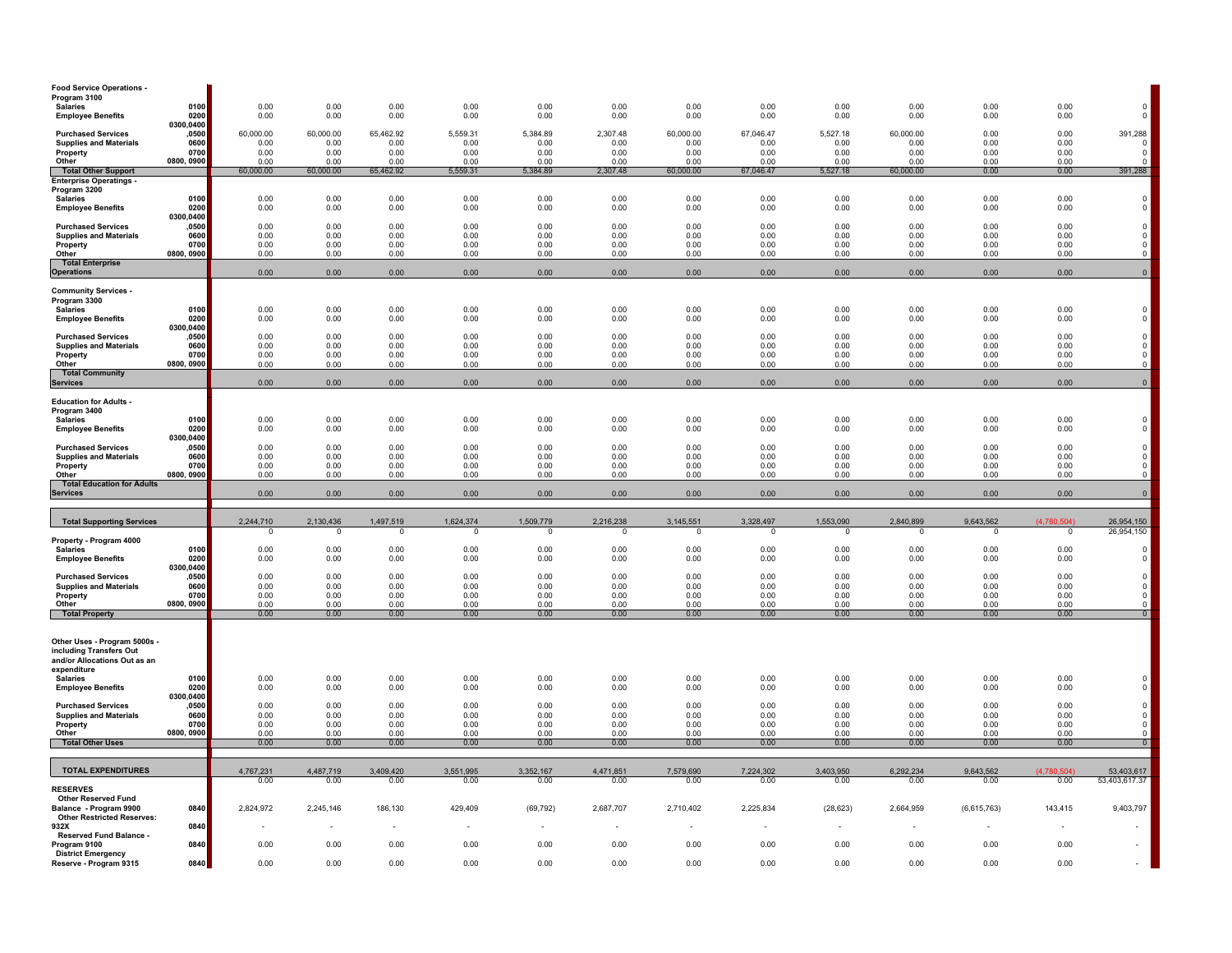| | | | | | | | | | | | | | | |
|---|---|---|---|---|---|---|---|---|---|---|---|---|---|---|
| **Food Service Operations - Program 3100** | | | | | | | | | | | | | | |
| **Salaries** | **0100** | 0.00 | 0.00 | 0.00 | 0.00 | 0.00 | 0.00 | 0.00 | 0.00 | 0.00 | 0.00 | 0.00 | 0.00 | 0 |
| **Employee Benefits** | **0200** | 0.00 | 0.00 | 0.00 | 0.00 | 0.00 | 0.00 | 0.00 | 0.00 | 0.00 | 0.00 | 0.00 | 0.00 | 0 |
| **Purchased Services** | **0300,0400 ,0500** | 60,000.00 | 60,000.00 | 65,462.92 | 5,559.31 | 5,384.89 | 2,307.48 | 60,000.00 | 67,046.47 | 5,527.18 | 60,000.00 | 0.00 | 0.00 | 391,288 |
| **Supplies and Materials** | **0600** | 0.00 | 0.00 | 0.00 | 0.00 | 0.00 | 0.00 | 0.00 | 0.00 | 0.00 | 0.00 | 0.00 | 0.00 | 0 |
| **Property** | **0700** | 0.00 | 0.00 | 0.00 | 0.00 | 0.00 | 0.00 | 0.00 | 0.00 | 0.00 | 0.00 | 0.00 | 0.00 | 0 |
| **Other** | **0800, 0900** | 0.00 | 0.00 | 0.00 | 0.00 | 0.00 | 0.00 | 0.00 | 0.00 | 0.00 | 0.00 | 0.00 | 0.00 | 0 |
| **Total Other Support** | | 60,000.00 | 60,000.00 | 65,462.92 | 5,559.31 | 5,384.89 | 2,307.48 | 60,000.00 | 67,046.47 | 5,527.18 | 60,000.00 | 0.00 | 0.00 | 391,288 |
| **Enterprise Operatings - Program 3200** | | | | | | | | | | | | | | |
| **Salaries** | **0100** | 0.00 | 0.00 | 0.00 | 0.00 | 0.00 | 0.00 | 0.00 | 0.00 | 0.00 | 0.00 | 0.00 | 0.00 | 0 |
| **Employee Benefits** | **0200** | 0.00 | 0.00 | 0.00 | 0.00 | 0.00 | 0.00 | 0.00 | 0.00 | 0.00 | 0.00 | 0.00 | 0.00 | 0 |
| **Purchased Services** | **0300,0400 ,0500** | 0.00 | 0.00 | 0.00 | 0.00 | 0.00 | 0.00 | 0.00 | 0.00 | 0.00 | 0.00 | 0.00 | 0.00 | 0 |
| **Supplies and Materials** | **0600** | 0.00 | 0.00 | 0.00 | 0.00 | 0.00 | 0.00 | 0.00 | 0.00 | 0.00 | 0.00 | 0.00 | 0.00 | 0 |
| **Property** | **0700** | 0.00 | 0.00 | 0.00 | 0.00 | 0.00 | 0.00 | 0.00 | 0.00 | 0.00 | 0.00 | 0.00 | 0.00 | 0 |
| **Other** | **0800, 0900** | 0.00 | 0.00 | 0.00 | 0.00 | 0.00 | 0.00 | 0.00 | 0.00 | 0.00 | 0.00 | 0.00 | 0.00 | 0 |
| **Total Enterprise Operations** | | 0.00 | 0.00 | 0.00 | 0.00 | 0.00 | 0.00 | 0.00 | 0.00 | 0.00 | 0.00 | 0.00 | 0.00 | 0 |
| **Community Services - Program 3300** | | | | | | | | | | | | | | |
| **Salaries** | **0100** | 0.00 | 0.00 | 0.00 | 0.00 | 0.00 | 0.00 | 0.00 | 0.00 | 0.00 | 0.00 | 0.00 | 0.00 | 0 |
| **Employee Benefits** | **0200** | 0.00 | 0.00 | 0.00 | 0.00 | 0.00 | 0.00 | 0.00 | 0.00 | 0.00 | 0.00 | 0.00 | 0.00 | 0 |
| **Purchased Services** | **0300,0400 ,0500** | 0.00 | 0.00 | 0.00 | 0.00 | 0.00 | 0.00 | 0.00 | 0.00 | 0.00 | 0.00 | 0.00 | 0.00 | 0 |
| **Supplies and Materials** | **0600** | 0.00 | 0.00 | 0.00 | 0.00 | 0.00 | 0.00 | 0.00 | 0.00 | 0.00 | 0.00 | 0.00 | 0.00 | 0 |
| **Property** | **0700** | 0.00 | 0.00 | 0.00 | 0.00 | 0.00 | 0.00 | 0.00 | 0.00 | 0.00 | 0.00 | 0.00 | 0.00 | 0 |
| **Other** | **0800, 0900** | 0.00 | 0.00 | 0.00 | 0.00 | 0.00 | 0.00 | 0.00 | 0.00 | 0.00 | 0.00 | 0.00 | 0.00 | 0 |
| **Total Community Services** | | 0.00 | 0.00 | 0.00 | 0.00 | 0.00 | 0.00 | 0.00 | 0.00 | 0.00 | 0.00 | 0.00 | 0.00 | 0 |
| **Education for Adults - Program 3400** | | | | | | | | | | | | | | |
| **Salaries** | **0100** | 0.00 | 0.00 | 0.00 | 0.00 | 0.00 | 0.00 | 0.00 | 0.00 | 0.00 | 0.00 | 0.00 | 0.00 | 0 |
| **Employee Benefits** | **0200** | 0.00 | 0.00 | 0.00 | 0.00 | 0.00 | 0.00 | 0.00 | 0.00 | 0.00 | 0.00 | 0.00 | 0.00 | 0 |
| **Purchased Services** | **0300,0400 ,0500** | 0.00 | 0.00 | 0.00 | 0.00 | 0.00 | 0.00 | 0.00 | 0.00 | 0.00 | 0.00 | 0.00 | 0.00 | 0 |
| **Supplies and Materials** | **0600** | 0.00 | 0.00 | 0.00 | 0.00 | 0.00 | 0.00 | 0.00 | 0.00 | 0.00 | 0.00 | 0.00 | 0.00 | 0 |
| **Property** | **0700** | 0.00 | 0.00 | 0.00 | 0.00 | 0.00 | 0.00 | 0.00 | 0.00 | 0.00 | 0.00 | 0.00 | 0.00 | 0 |
| **Other** | **0800, 0900** | 0.00 | 0.00 | 0.00 | 0.00 | 0.00 | 0.00 | 0.00 | 0.00 | 0.00 | 0.00 | 0.00 | 0.00 | 0 |
| **Total Education for Adults Services** | | 0.00 | 0.00 | 0.00 | 0.00 | 0.00 | 0.00 | 0.00 | 0.00 | 0.00 | 0.00 | 0.00 | 0.00 | 0 |
| **Total Supporting Services** | | 2,244,710 | 2,130,436 | 1,497,519 | 1,624,374 | 1,509,779 | 2,216,238 | 3,145,551 | 3,328,497 | 1,553,090 | 2,840,899 | 9,643,562 | (4,780,504) | 26,954,150 |
| | | 0 | 0 | 0 | 0 | 0 | 0 | 0 | 0 | 0 | 0 | 0 | 0 | 26,954,150 |
| **Property - Program 4000** | | | | | | | | | | | | | | |
| **Salaries** | **0100** | 0.00 | 0.00 | 0.00 | 0.00 | 0.00 | 0.00 | 0.00 | 0.00 | 0.00 | 0.00 | 0.00 | 0.00 | 0 |
| **Employee Benefits** | **0200** | 0.00 | 0.00 | 0.00 | 0.00 | 0.00 | 0.00 | 0.00 | 0.00 | 0.00 | 0.00 | 0.00 | 0.00 | 0 |
| **Purchased Services** | **0300,0400 ,0500** | 0.00 | 0.00 | 0.00 | 0.00 | 0.00 | 0.00 | 0.00 | 0.00 | 0.00 | 0.00 | 0.00 | 0.00 | 0 |
| **Supplies and Materials** | **0600** | 0.00 | 0.00 | 0.00 | 0.00 | 0.00 | 0.00 | 0.00 | 0.00 | 0.00 | 0.00 | 0.00 | 0.00 | 0 |
| **Property** | **0700** | 0.00 | 0.00 | 0.00 | 0.00 | 0.00 | 0.00 | 0.00 | 0.00 | 0.00 | 0.00 | 0.00 | 0.00 | 0 |
| **Other** | **0800, 0900** | 0.00 | 0.00 | 0.00 | 0.00 | 0.00 | 0.00 | 0.00 | 0.00 | 0.00 | 0.00 | 0.00 | 0.00 | 0 |
| **Total Property** | | 0.00 | 0.00 | 0.00 | 0.00 | 0.00 | 0.00 | 0.00 | 0.00 | 0.00 | 0.00 | 0.00 | 0.00 | 0 |
| **Other Uses - Program 5000s - including Transfers Out and/or Allocations Out as an expenditure** | | | | | | | | | | | | | | |
| **Salaries** | **0100** | 0.00 | 0.00 | 0.00 | 0.00 | 0.00 | 0.00 | 0.00 | 0.00 | 0.00 | 0.00 | 0.00 | 0.00 | 0 |
| **Employee Benefits** | **0200** | 0.00 | 0.00 | 0.00 | 0.00 | 0.00 | 0.00 | 0.00 | 0.00 | 0.00 | 0.00 | 0.00 | 0.00 | 0 |
| **Purchased Services** | **0300,0400 ,0500** | 0.00 | 0.00 | 0.00 | 0.00 | 0.00 | 0.00 | 0.00 | 0.00 | 0.00 | 0.00 | 0.00 | 0.00 | 0 |
| **Supplies and Materials** | **0600** | 0.00 | 0.00 | 0.00 | 0.00 | 0.00 | 0.00 | 0.00 | 0.00 | 0.00 | 0.00 | 0.00 | 0.00 | 0 |
| **Property** | **0700** | 0.00 | 0.00 | 0.00 | 0.00 | 0.00 | 0.00 | 0.00 | 0.00 | 0.00 | 0.00 | 0.00 | 0.00 | 0 |
| **Other** | **0800, 0900** | 0.00 | 0.00 | 0.00 | 0.00 | 0.00 | 0.00 | 0.00 | 0.00 | 0.00 | 0.00 | 0.00 | 0.00 | 0 |
| **Total Other Uses** | | 0.00 | 0.00 | 0.00 | 0.00 | 0.00 | 0.00 | 0.00 | 0.00 | 0.00 | 0.00 | 0.00 | 0.00 | 0 |
| **TOTAL EXPENDITURES** | | 4,767,231 | 4,487,719 | 3,409,420 | 3,551,995 | 3,352,167 | 4,471,851 | 7,579,690 | 7,224,302 | 3,403,950 | 6,292,234 | 9,643,562 | (4,780,504) | 53,403,617 |
| | | 0.00 | 0.00 | 0.00 | 0.00 | 0.00 | 0.00 | 0.00 | 0.00 | 0.00 | 0.00 | 0.00 | 0.00 | 53,403,617.37 |
| **RESERVES** | | | | | | | | | | | | | | |
| **Other Reserved Fund Balance - Program 9900** | **0840** | 2,824,972 | 2,245,146 | 186,130 | 429,409 | (69,792) | 2,687,707 | 2,710,402 | 2,225,834 | (28,623) | 2,664,959 | (6,615,763) | 143,415 | 9,403,797 |
| **Other Restricted Reserves: 932X** | **0840** | - | - | - | - | - | - | - | - | - | - | - | - | - |
| **Reserved Fund Balance - Program 9100** | **0840** | 0.00 | 0.00 | 0.00 | 0.00 | 0.00 | 0.00 | 0.00 | 0.00 | 0.00 | 0.00 | 0.00 | 0.00 | - |
| **District Emergency Reserve - Program 9315** | **0840** | 0.00 | 0.00 | 0.00 | 0.00 | 0.00 | 0.00 | 0.00 | 0.00 | 0.00 | 0.00 | 0.00 | 0.00 | - |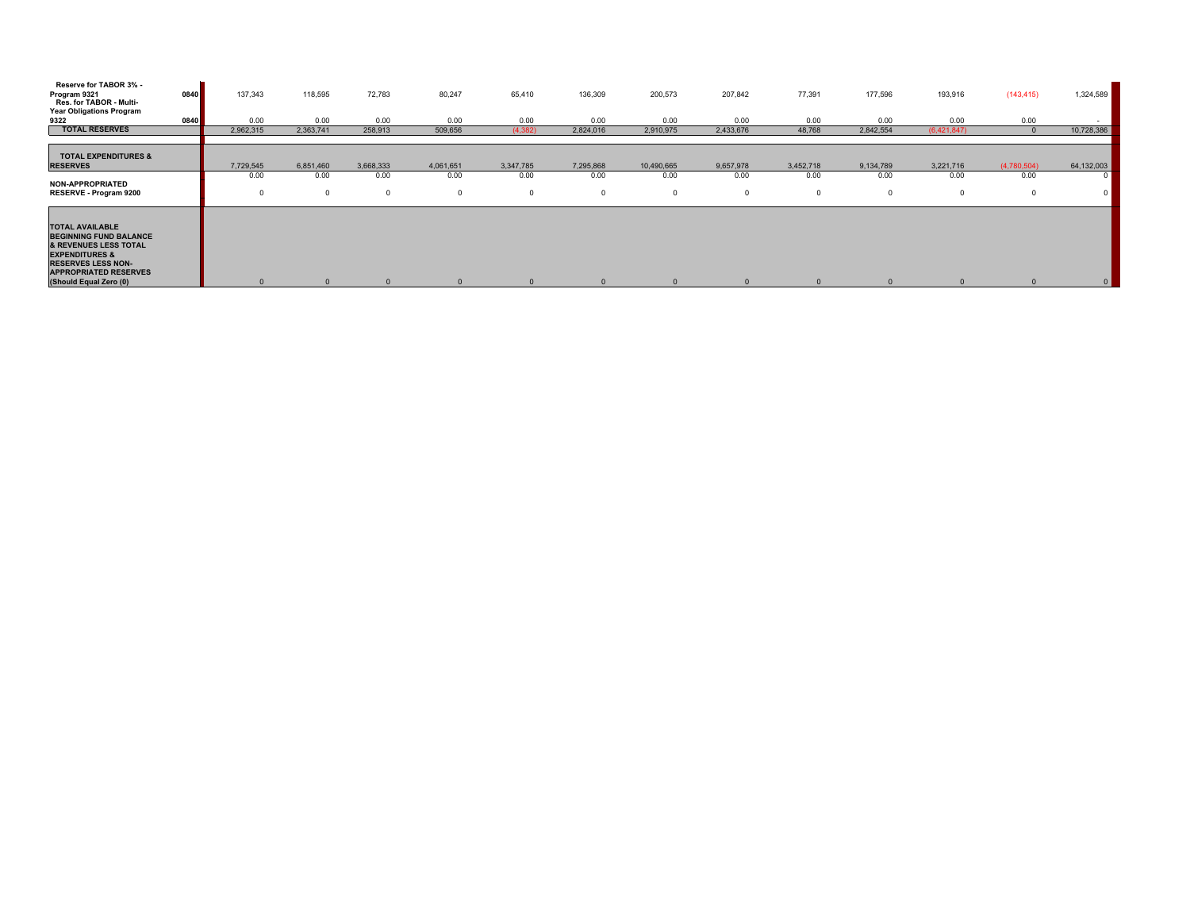| | | | | | | | | | | | | | | |
|---|---|---|---|---|---|---|---|---|---|---|---|---|---|---|
| Reserve for TABOR 3% - Program 9321 | 0840 | 137,343 | 118,595 | 72,783 | 80,247 | 65,410 | 136,309 | 200,573 | 207,842 | 77,391 | 177,596 | 193,916 | (143,415) | 1,324,589 |
| Res. for TABOR - Multi-Year Obligations Program 9322 | 0840 | 0.00 | 0.00 | 0.00 | 0.00 | 0.00 | 0.00 | 0.00 | 0.00 | 0.00 | 0.00 | 0.00 | 0.00 | - |
| **TOTAL RESERVES** | | 2,962,315 | 2,363,741 | 258,913 | 509,656 | (4,382) | 2,824,016 | 2,910,975 | 2,433,676 | 48,768 | 2,842,554 | (6,421,847) | 0 | 10,728,386 |
| **TOTAL EXPENDITURES & RESERVES** | | 7,729,545 | 6,851,460 | 3,668,333 | 4,061,651 | 3,347,785 | 7,295,868 | 10,490,665 | 9,657,978 | 3,452,718 | 9,134,789 | 3,221,716 | (4,780,504) | 64,132,003 |
| | | 0.00 | 0.00 | 0.00 | 0.00 | 0.00 | 0.00 | 0.00 | 0.00 | 0.00 | 0.00 | 0.00 | 0.00 | 0 |
| **NON-APPROPRIATED RESERVE - Program 9200** | | 0 | 0 | 0 | 0 | 0 | 0 | 0 | 0 | 0 | 0 | 0 | 0 | 0 |
| **TOTAL AVAILABLE BEGINNING FUND BALANCE & REVENUES LESS TOTAL EXPENDITURES & RESERVES LESS NON-APPROPRIATED RESERVES (Should Equal Zero (0)** | | 0 | 0 | 0 | 0 | 0 | 0 | 0 | 0 | 0 | 0 | 0 | 0 | 0 |